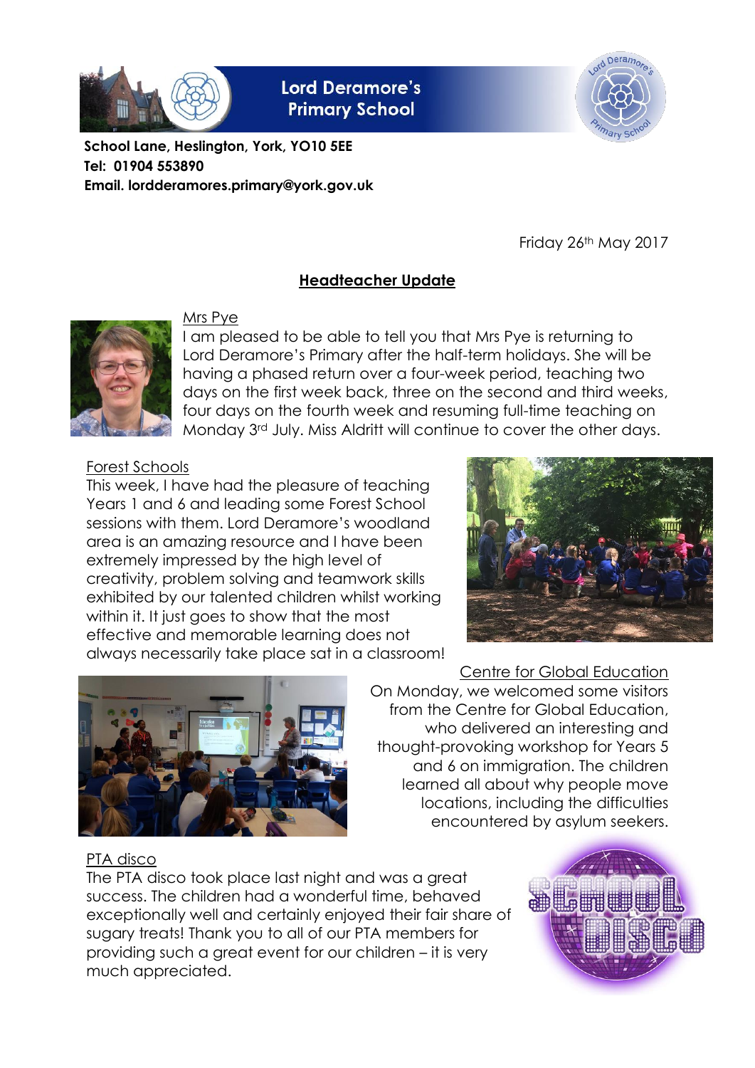Lord Deramore's Primary School

**School Lane, Heslington, York, YO10 5EE**
**Tel: 01904 553890**
**Email. lordderamores.primary@york.gov.uk**

Friday 26th May 2017

## Headteacher Update

### Mrs Pye

I am pleased to be able to tell you that Mrs Pye is returning to Lord Deramore's Primary after the half-term holidays. She will be having a phased return over a four-week period, teaching two days on the first week back, three on the second and third weeks, four days on the fourth week and resuming full-time teaching on Monday 3rd July. Miss Aldritt will continue to cover the other days.

### Forest Schools

This week, I have had the pleasure of teaching Years 1 and 6 and leading some Forest School sessions with them. Lord Deramore's woodland area is an amazing resource and I have been extremely impressed by the high level of creativity, problem solving and teamwork skills exhibited by our talented children whilst working within it. It just goes to show that the most effective and memorable learning does not always necessarily take place sat in a classroom!

### Centre for Global Education

On Monday, we welcomed some visitors from the Centre for Global Education, who delivered an interesting and thought-provoking workshop for Years 5 and 6 on immigration. The children learned all about why people move locations, including the difficulties encountered by asylum seekers.

### PTA disco

The PTA disco took place last night and was a great success. The children had a wonderful time, behaved exceptionally well and certainly enjoyed their fair share of sugary treats! Thank you to all of our PTA members for providing such a great event for our children – it is very much appreciated.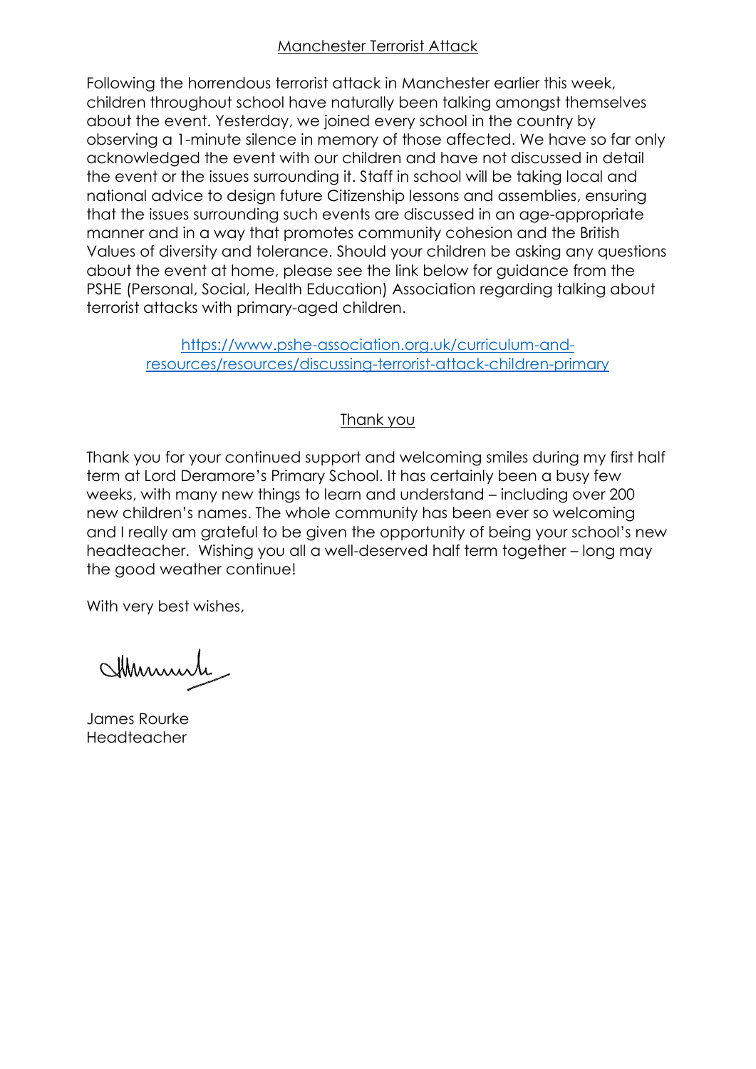## Manchester Terrorist Attack

Following the horrendous terrorist attack in Manchester earlier this week, children throughout school have naturally been talking amongst themselves about the event. Yesterday, we joined every school in the country by observing a 1-minute silence in memory of those affected. We have so far only acknowledged the event with our children and have not discussed in detail the event or the issues surrounding it. Staff in school will be taking local and national advice to design future Citizenship lessons and assemblies, ensuring that the issues surrounding such events are discussed in an age-appropriate manner and in a way that promotes community cohesion and the British Values of diversity and tolerance. Should your children be asking any questions about the event at home, please see the link below for guidance from the PSHE (Personal, Social, Health Education) Association regarding talking about terrorist attacks with primary-aged children.

https://www.pshe-association.org.uk/curriculum-and-resources/resources/discussing-terrorist-attack-children-primary

## Thank you

Thank you for your continued support and welcoming smiles during my first half term at Lord Deramore's Primary School. It has certainly been a busy few weeks, with many new things to learn and understand – including over 200 new children's names. The whole community has been ever so welcoming and I really am grateful to be given the opportunity of being your school's new headteacher. Wishing you all a well-deserved half term together – long may the good weather continue!

With very best wishes,

James Rourke
Headteacher